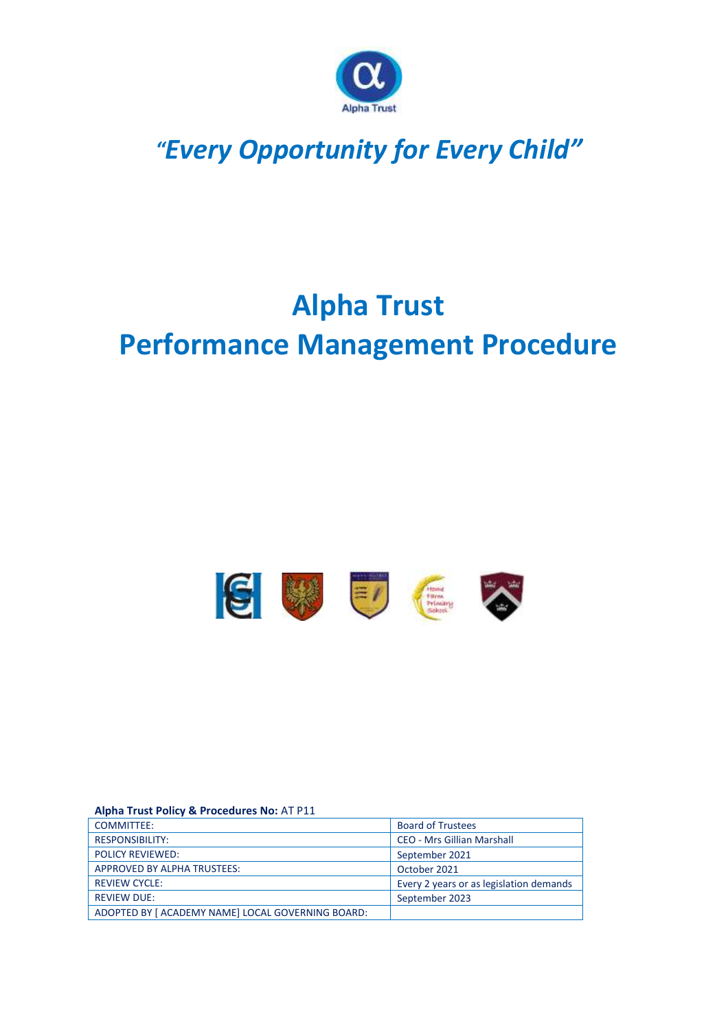# *"Every Opportunity for Every Child"*

# Alpha Trust
# Performance Management Procedure

**Alpha Trust Policy & Procedures No:** AT P11

| | |
|---|---|
| COMMITTEE: | Board of Trustees |
| RESPONSIBILITY: | CEO - Mrs Gillian Marshall |
| POLICY REVIEWED: | September 2021 |
| APPROVED BY ALPHA TRUSTEES: | October 2021 |
| REVIEW CYCLE: | Every 2 years or as legislation demands |
| REVIEW DUE: | September 2023 |
| ADOPTED BY [ ACADEMY NAME] LOCAL GOVERNING BOARD: | |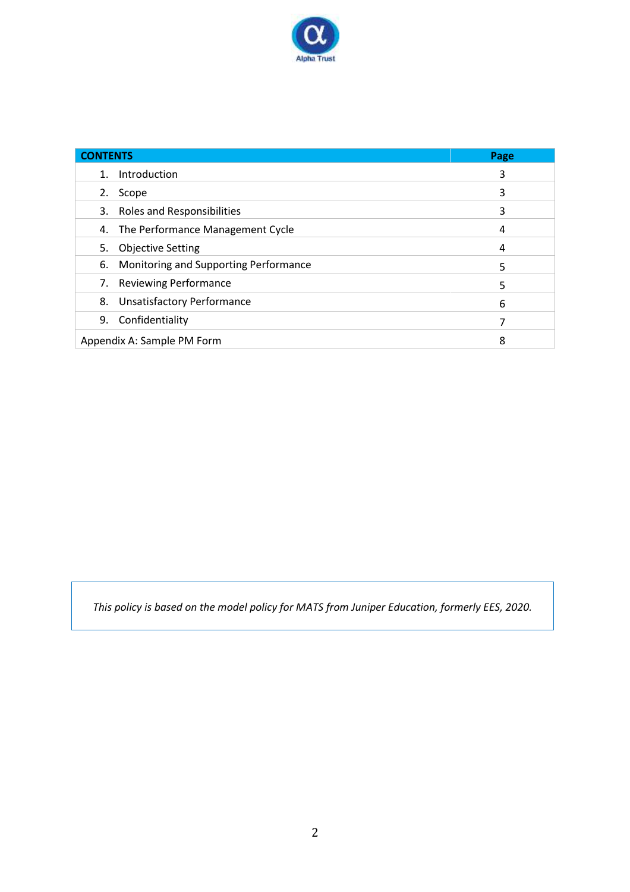Alpha Trust

| CONTENTS | Page |
| --- | --- |
| 1. Introduction | 3 |
| 2. Scope | 3 |
| 3. Roles and Responsibilities | 3 |
| 4. The Performance Management Cycle | 4 |
| 5. Objective Setting | 4 |
| 6. Monitoring and Supporting Performance | 5 |
| 7. Reviewing Performance | 5 |
| 8. Unsatisfactory Performance | 6 |
| 9. Confidentiality | 7 |
| Appendix A: Sample PM Form | 8 |

*This policy is based on the model policy for MATS from Juniper Education, formerly EES, 2020.*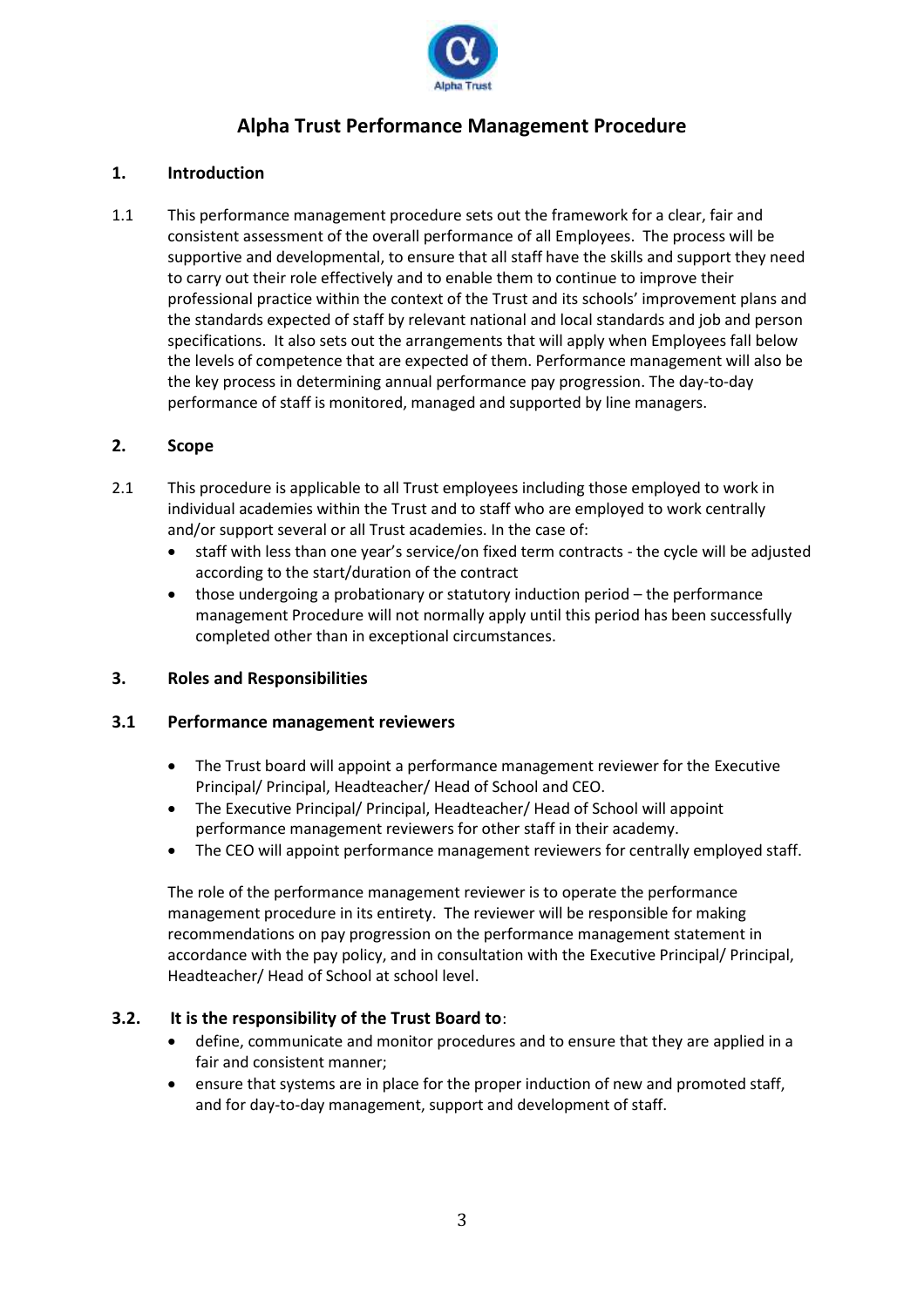# Alpha Trust Performance Management Procedure

## 1. Introduction

1.1 This performance management procedure sets out the framework for a clear, fair and consistent assessment of the overall performance of all Employees. The process will be supportive and developmental, to ensure that all staff have the skills and support they need to carry out their role effectively and to enable them to continue to improve their professional practice within the context of the Trust and its schools' improvement plans and the standards expected of staff by relevant national and local standards and job and person specifications. It also sets out the arrangements that will apply when Employees fall below the levels of competence that are expected of them. Performance management will also be the key process in determining annual performance pay progression. The day-to-day performance of staff is monitored, managed and supported by line managers.

## 2. Scope

2.1 This procedure is applicable to all Trust employees including those employed to work in individual academies within the Trust and to staff who are employed to work centrally and/or support several or all Trust academies. In the case of:

- staff with less than one year's service/on fixed term contracts - the cycle will be adjusted according to the start/duration of the contract
- those undergoing a probationary or statutory induction period – the performance management Procedure will not normally apply until this period has been successfully completed other than in exceptional circumstances.

## 3. Roles and Responsibilities

### 3.1 Performance management reviewers

- The Trust board will appoint a performance management reviewer for the Executive Principal/ Principal, Headteacher/ Head of School and CEO.
- The Executive Principal/ Principal, Headteacher/ Head of School will appoint performance management reviewers for other staff in their academy.
- The CEO will appoint performance management reviewers for centrally employed staff.

The role of the performance management reviewer is to operate the performance management procedure in its entirety. The reviewer will be responsible for making recommendations on pay progression on the performance management statement in accordance with the pay policy, and in consultation with the Executive Principal/ Principal, Headteacher/ Head of School at school level.

### 3.2. It is the responsibility of the Trust Board to:

- define, communicate and monitor procedures and to ensure that they are applied in a fair and consistent manner;
- ensure that systems are in place for the proper induction of new and promoted staff, and for day-to-day management, support and development of staff.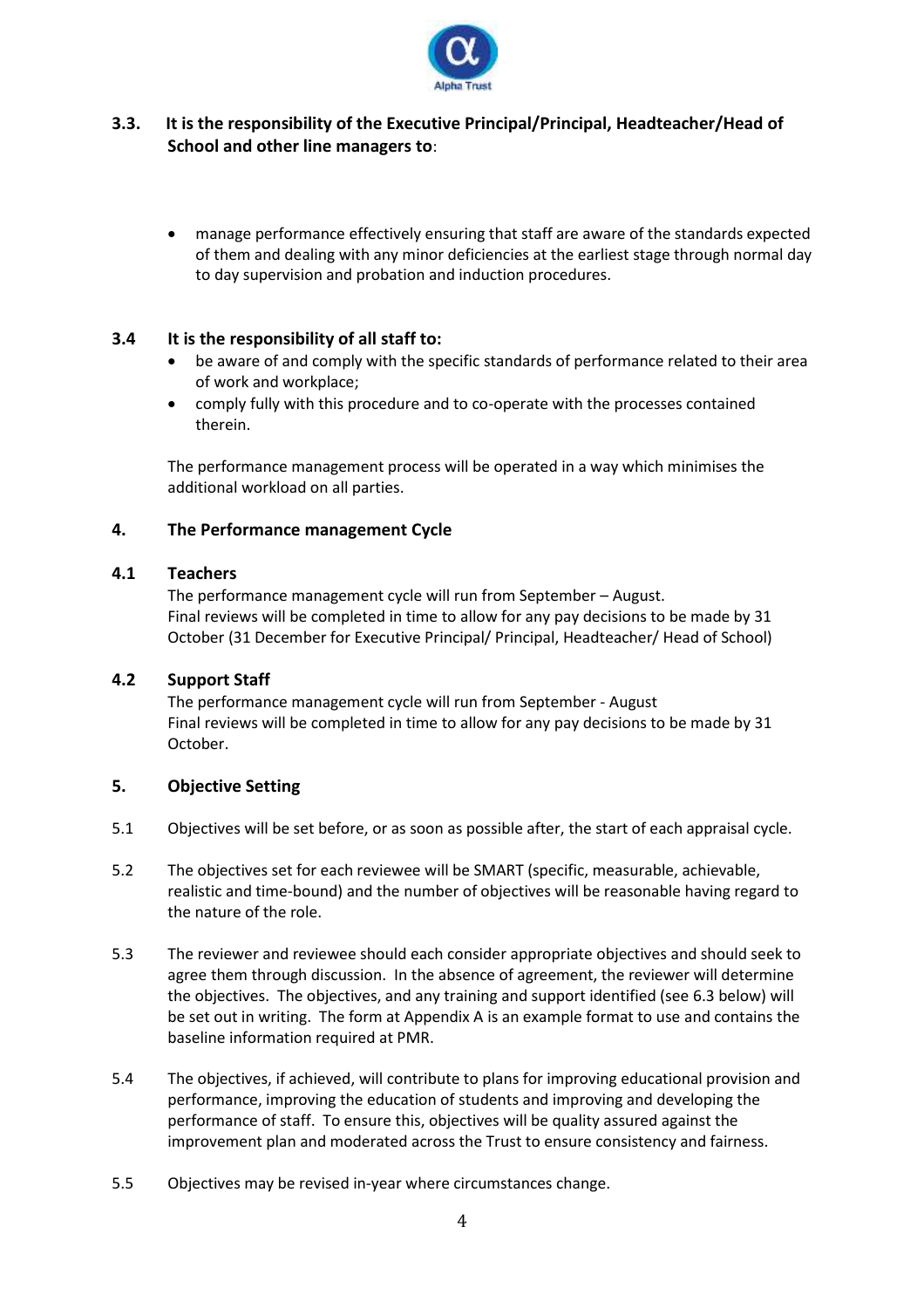### 3.3. It is the responsibility of the Executive Principal/Principal, Headteacher/Head of School and other line managers to:

- manage performance effectively ensuring that staff are aware of the standards expected of them and dealing with any minor deficiencies at the earliest stage through normal day to day supervision and probation and induction procedures.

### 3.4 It is the responsibility of all staff to:

- be aware of and comply with the specific standards of performance related to their area of work and workplace;
- comply fully with this procedure and to co-operate with the processes contained therein.

The performance management process will be operated in a way which minimises the additional workload on all parties.

## 4. The Performance management Cycle

### 4.1 Teachers

The performance management cycle will run from September – August.
Final reviews will be completed in time to allow for any pay decisions to be made by 31 October (31 December for Executive Principal/ Principal, Headteacher/ Head of School)

### 4.2 Support Staff

The performance management cycle will run from September - August
Final reviews will be completed in time to allow for any pay decisions to be made by 31 October.

## 5. Objective Setting

5.1 Objectives will be set before, or as soon as possible after, the start of each appraisal cycle.

5.2 The objectives set for each reviewee will be SMART (specific, measurable, achievable, realistic and time-bound) and the number of objectives will be reasonable having regard to the nature of the role.

5.3 The reviewer and reviewee should each consider appropriate objectives and should seek to agree them through discussion. In the absence of agreement, the reviewer will determine the objectives. The objectives, and any training and support identified (see 6.3 below) will be set out in writing. The form at Appendix A is an example format to use and contains the baseline information required at PMR.

5.4 The objectives, if achieved, will contribute to plans for improving educational provision and performance, improving the education of students and improving and developing the performance of staff. To ensure this, objectives will be quality assured against the improvement plan and moderated across the Trust to ensure consistency and fairness.

5.5 Objectives may be revised in-year where circumstances change.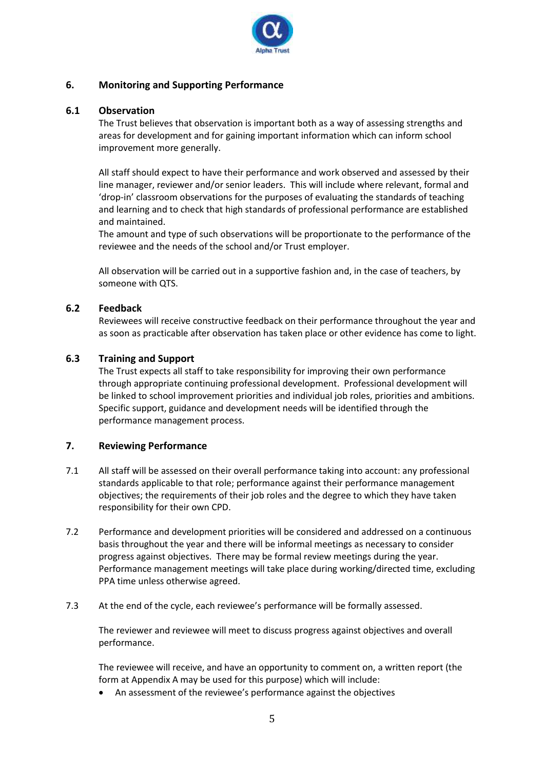## 6. Monitoring and Supporting Performance

### 6.1 Observation

The Trust believes that observation is important both as a way of assessing strengths and areas for development and for gaining important information which can inform school improvement more generally.

All staff should expect to have their performance and work observed and assessed by their line manager, reviewer and/or senior leaders. This will include where relevant, formal and 'drop-in' classroom observations for the purposes of evaluating the standards of teaching and learning and to check that high standards of professional performance are established and maintained.

The amount and type of such observations will be proportionate to the performance of the reviewee and the needs of the school and/or Trust employer.

All observation will be carried out in a supportive fashion and, in the case of teachers, by someone with QTS.

### 6.2 Feedback

Reviewees will receive constructive feedback on their performance throughout the year and as soon as practicable after observation has taken place or other evidence has come to light.

### 6.3 Training and Support

The Trust expects all staff to take responsibility for improving their own performance through appropriate continuing professional development. Professional development will be linked to school improvement priorities and individual job roles, priorities and ambitions. Specific support, guidance and development needs will be identified through the performance management process.

## 7. Reviewing Performance

7.1 All staff will be assessed on their overall performance taking into account: any professional standards applicable to that role; performance against their performance management objectives; the requirements of their job roles and the degree to which they have taken responsibility for their own CPD.

7.2 Performance and development priorities will be considered and addressed on a continuous basis throughout the year and there will be informal meetings as necessary to consider progress against objectives. There may be formal review meetings during the year. Performance management meetings will take place during working/directed time, excluding PPA time unless otherwise agreed.

7.3 At the end of the cycle, each reviewee's performance will be formally assessed.

The reviewer and reviewee will meet to discuss progress against objectives and overall performance.

The reviewee will receive, and have an opportunity to comment on, a written report (the form at Appendix A may be used for this purpose) which will include:

- An assessment of the reviewee's performance against the objectives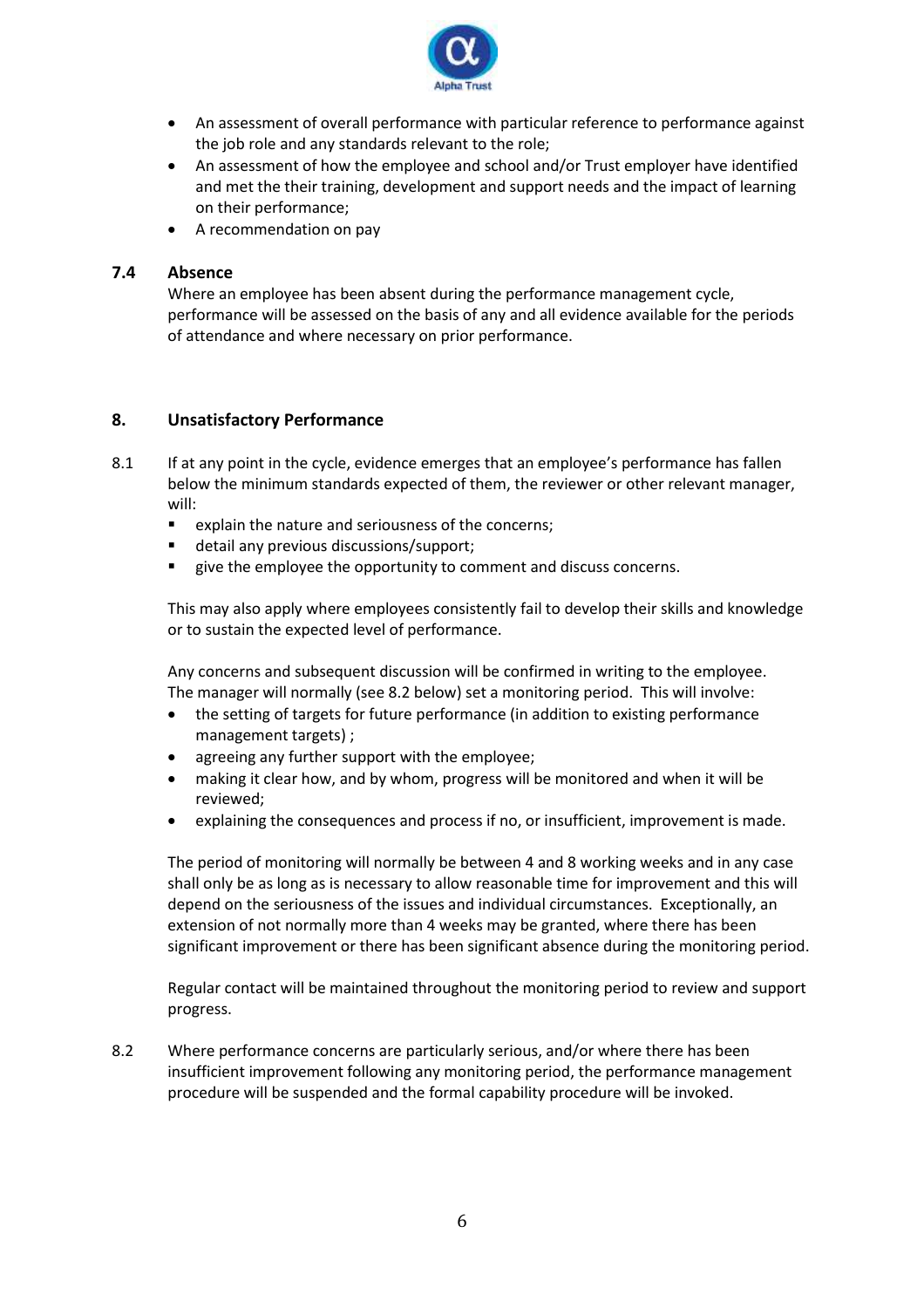- An assessment of overall performance with particular reference to performance against the job role and any standards relevant to the role;
- An assessment of how the employee and school and/or Trust employer have identified and met the their training, development and support needs and the impact of learning on their performance;
- A recommendation on pay

### 7.4 Absence

Where an employee has been absent during the performance management cycle, performance will be assessed on the basis of any and all evidence available for the periods of attendance and where necessary on prior performance.

## 8. Unsatisfactory Performance

8.1 If at any point in the cycle, evidence emerges that an employee's performance has fallen below the minimum standards expected of them, the reviewer or other relevant manager, will:

- explain the nature and seriousness of the concerns;
- detail any previous discussions/support;
- give the employee the opportunity to comment and discuss concerns.

This may also apply where employees consistently fail to develop their skills and knowledge or to sustain the expected level of performance.

Any concerns and subsequent discussion will be confirmed in writing to the employee. The manager will normally (see 8.2 below) set a monitoring period. This will involve:

- the setting of targets for future performance (in addition to existing performance management targets) ;
- agreeing any further support with the employee;
- making it clear how, and by whom, progress will be monitored and when it will be reviewed;
- explaining the consequences and process if no, or insufficient, improvement is made.

The period of monitoring will normally be between 4 and 8 working weeks and in any case shall only be as long as is necessary to allow reasonable time for improvement and this will depend on the seriousness of the issues and individual circumstances. Exceptionally, an extension of not normally more than 4 weeks may be granted, where there has been significant improvement or there has been significant absence during the monitoring period.

Regular contact will be maintained throughout the monitoring period to review and support progress.

8.2 Where performance concerns are particularly serious, and/or where there has been insufficient improvement following any monitoring period, the performance management procedure will be suspended and the formal capability procedure will be invoked.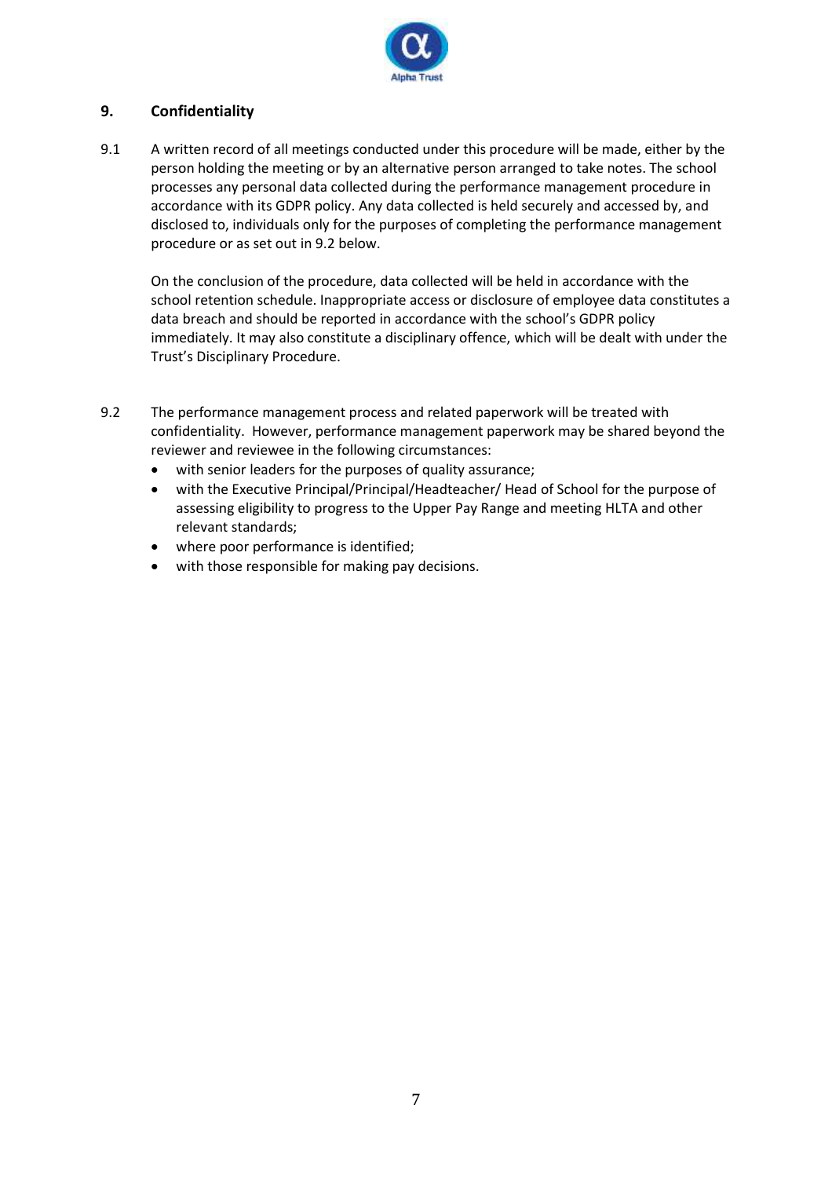## 9. Confidentiality

9.1 A written record of all meetings conducted under this procedure will be made, either by the person holding the meeting or by an alternative person arranged to take notes. The school processes any personal data collected during the performance management procedure in accordance with its GDPR policy. Any data collected is held securely and accessed by, and disclosed to, individuals only for the purposes of completing the performance management procedure or as set out in 9.2 below.

On the conclusion of the procedure, data collected will be held in accordance with the school retention schedule. Inappropriate access or disclosure of employee data constitutes a data breach and should be reported in accordance with the school's GDPR policy immediately. It may also constitute a disciplinary offence, which will be dealt with under the Trust's Disciplinary Procedure.

9.2 The performance management process and related paperwork will be treated with confidentiality. However, performance management paperwork may be shared beyond the reviewer and reviewee in the following circumstances:

- with senior leaders for the purposes of quality assurance;
- with the Executive Principal/Principal/Headteacher/ Head of School for the purpose of assessing eligibility to progress to the Upper Pay Range and meeting HLTA and other relevant standards;
- where poor performance is identified;
- with those responsible for making pay decisions.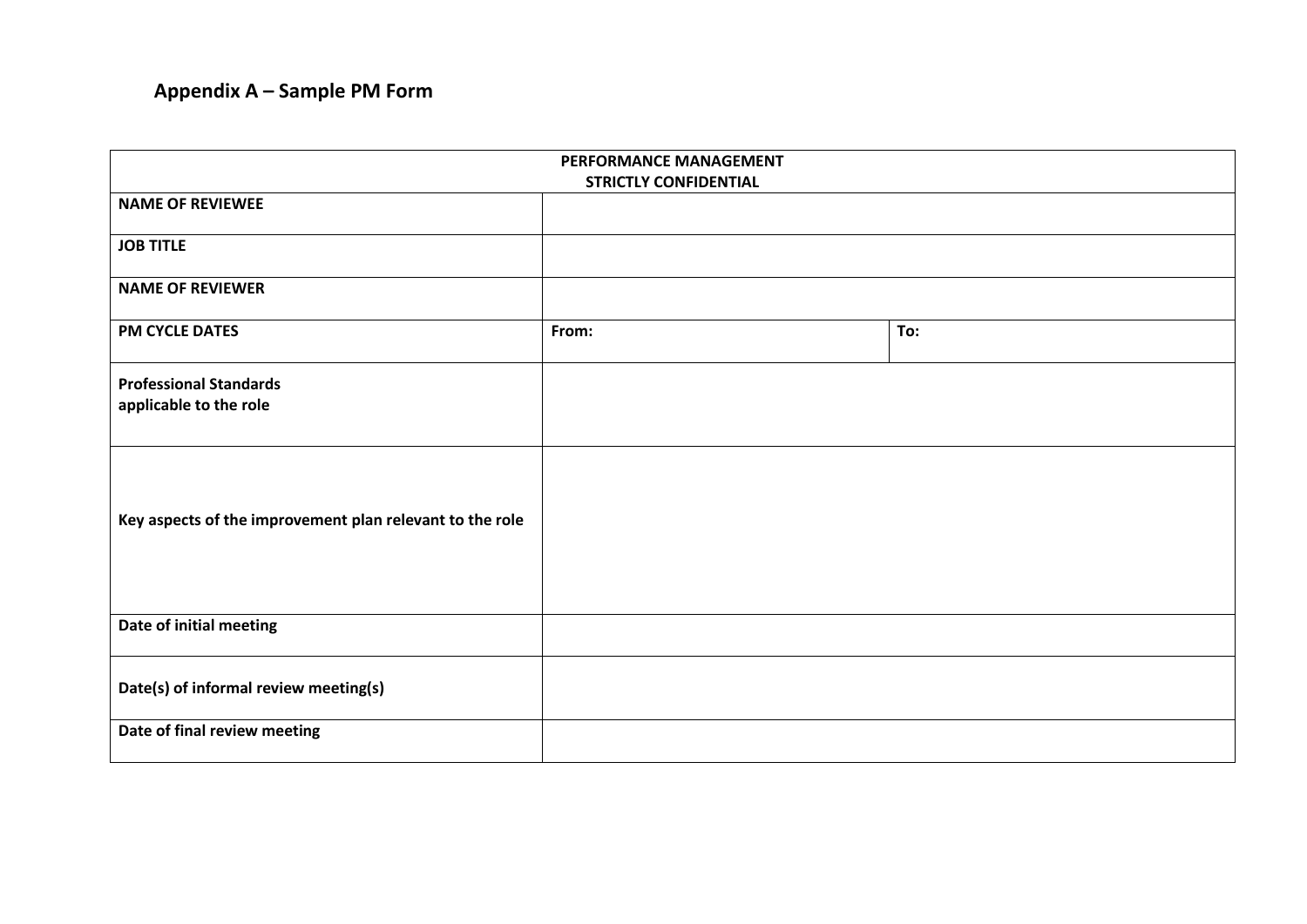## Appendix A – Sample PM Form

| PERFORMANCE MANAGEMENT<br>STRICTLY CONFIDENTIAL | | |
|---|---|---|
| **NAME OF REVIEWEE** | | |
| **JOB TITLE** | | |
| **NAME OF REVIEWER** | | |
| **PM CYCLE DATES** | **From:** | **To:** |
| **Professional Standards applicable to the role** | | |
| **Key aspects of the improvement plan relevant to the role** | | |
| **Date of initial meeting** | | |
| **Date(s) of informal review meeting(s)** | | |
| **Date of final review meeting** | | |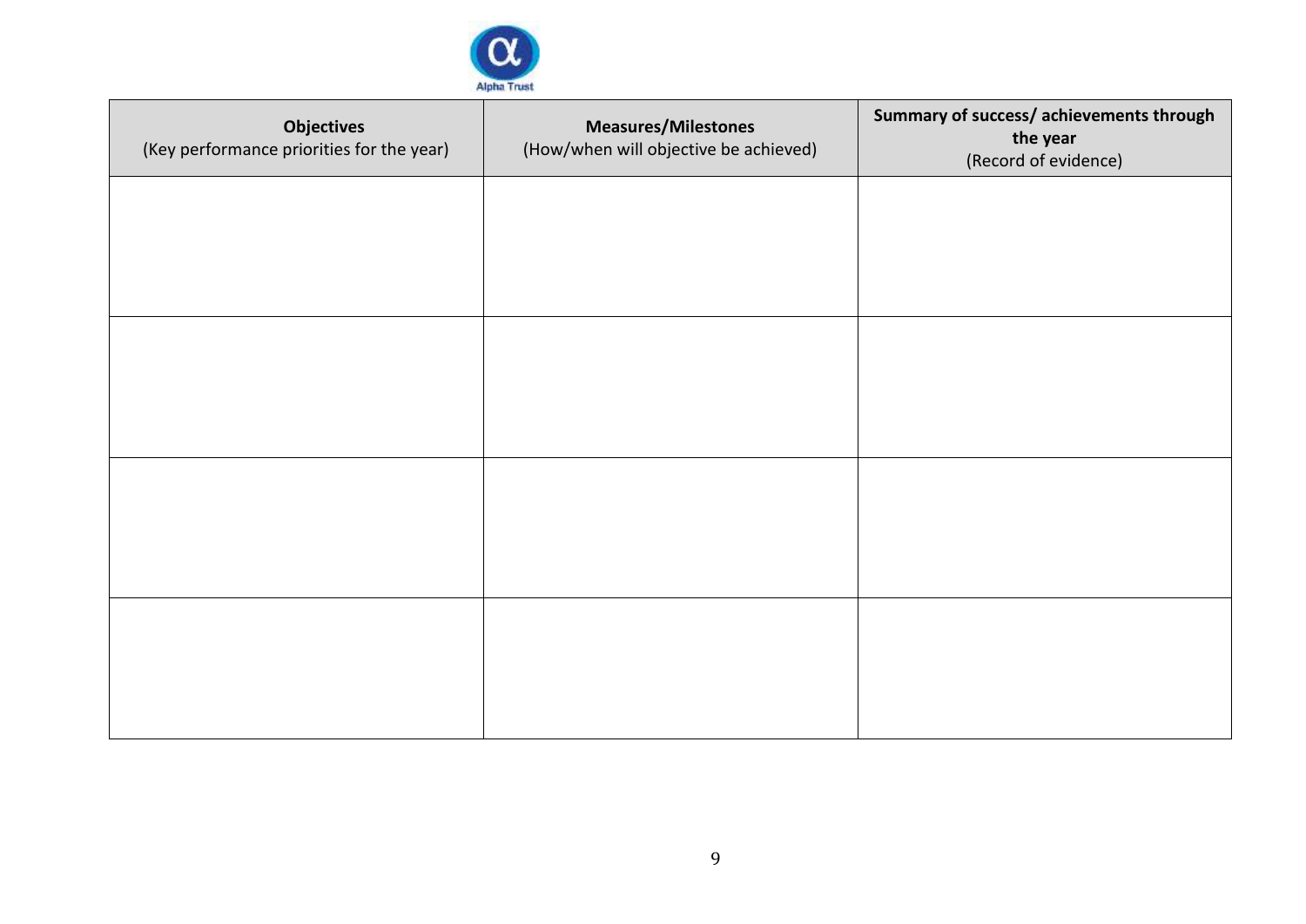| **Objectives** (Key performance priorities for the year) | **Measures/Milestones** (How/when will objective be achieved) | **Summary of success/ achievements through the year** (Record of evidence) |
|---|---|---|
| | | |
| | | |
| | | |
| | | |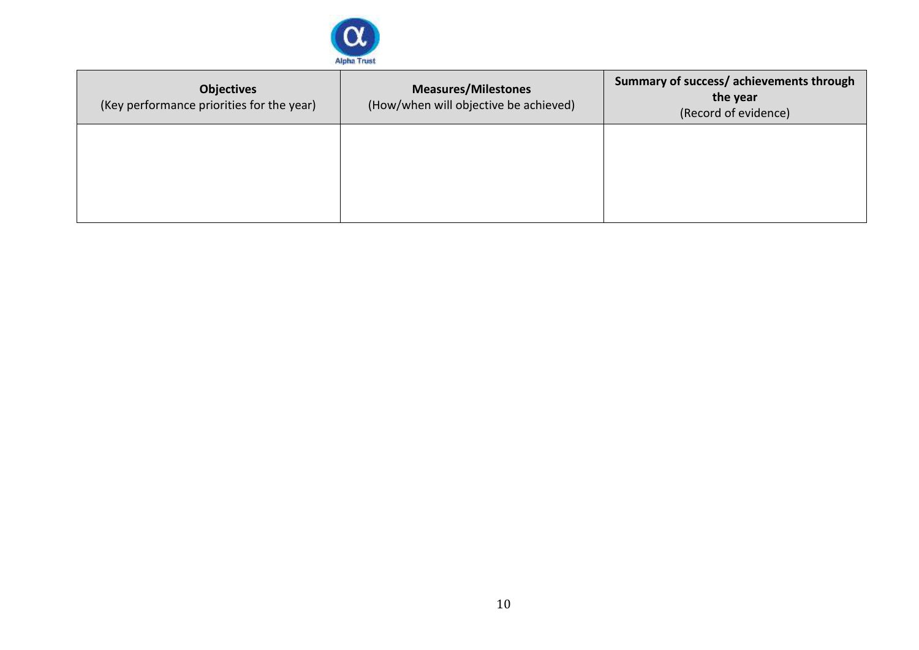| **Objectives** (Key performance priorities for the year) | **Measures/Milestones** (How/when will objective be achieved) | **Summary of success/ achievements through the year** (Record of evidence) |
|---|---|---|
| | | |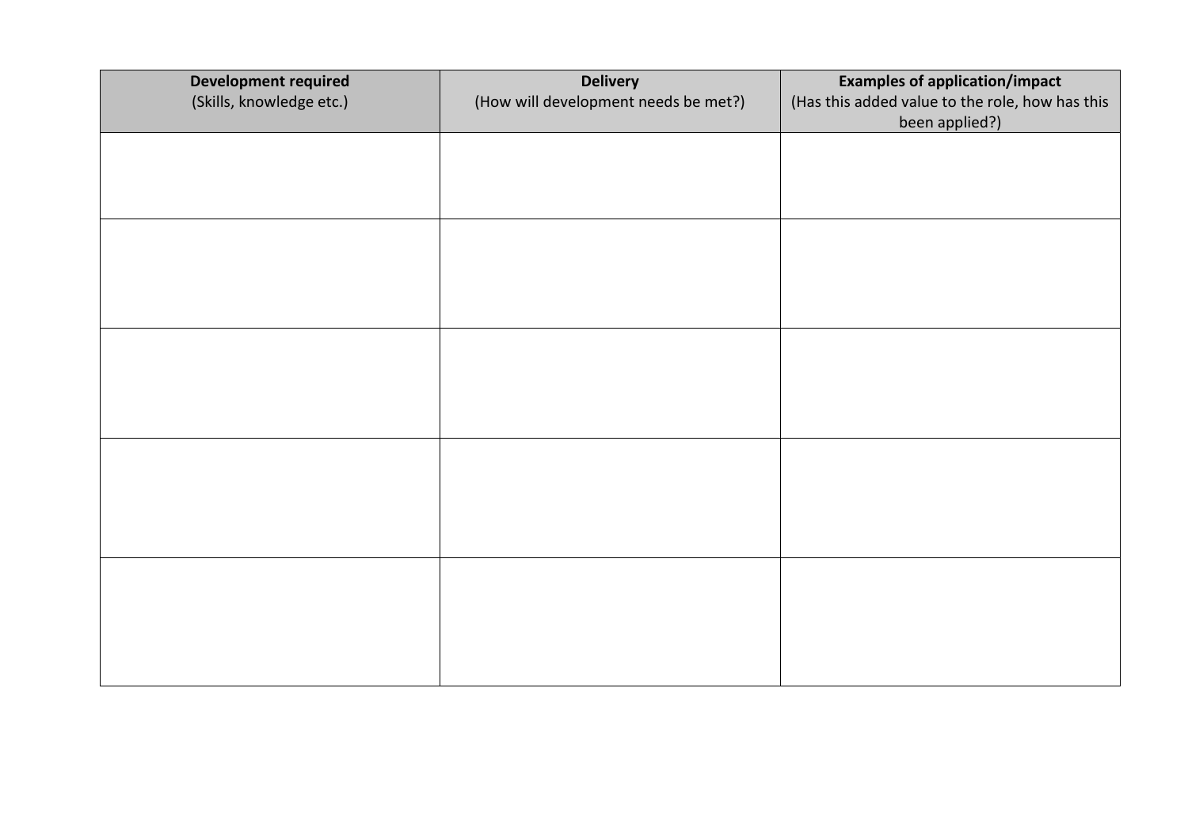| **Development required** (Skills, knowledge etc.) | **Delivery** (How will development needs be met?) | **Examples of application/impact** (Has this added value to the role, how has this been applied?) |
|---|---|---|
| | | |
| | | |
| | | |
| | | |
| | | |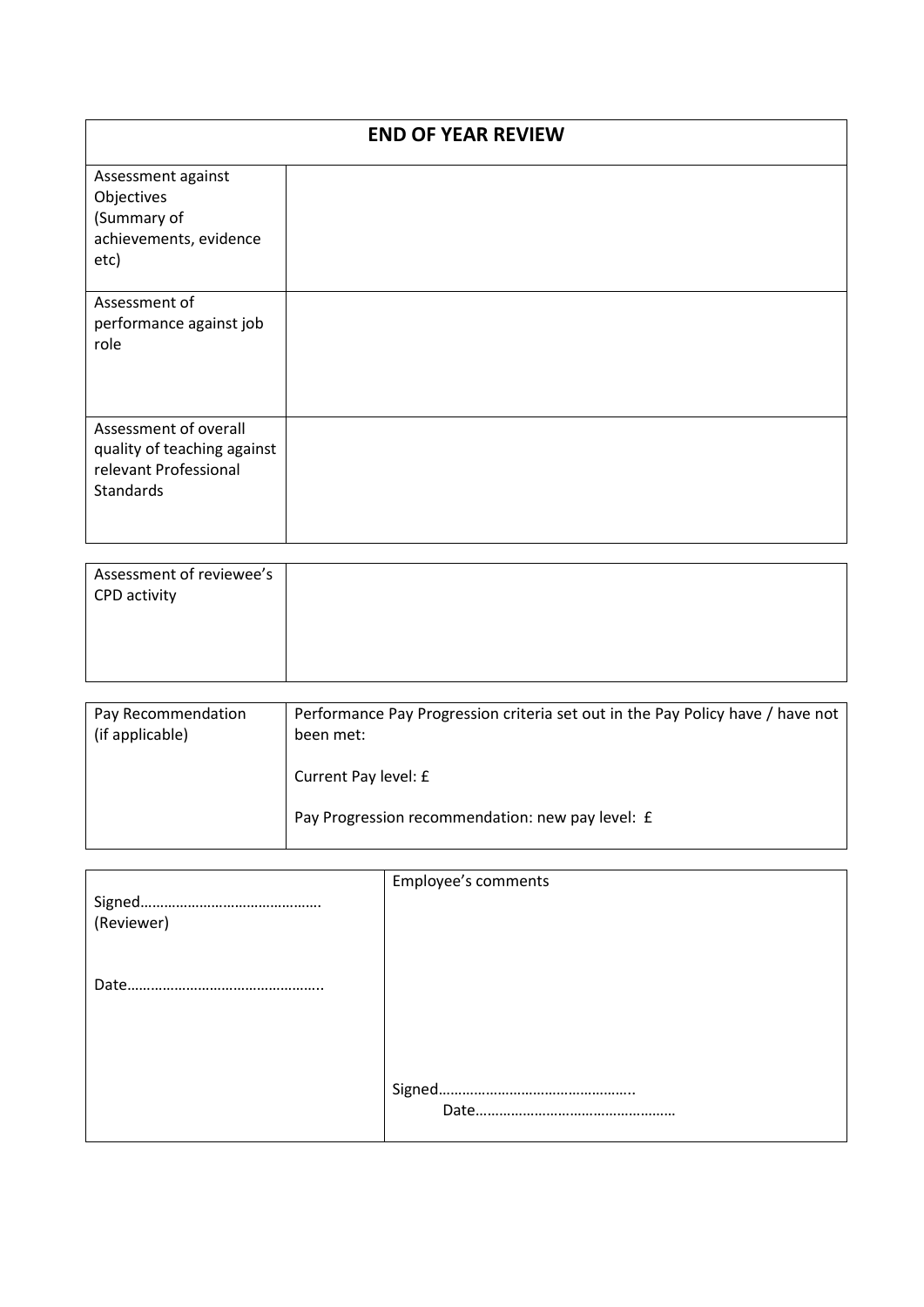| END OF YEAR REVIEW | |
|---|---|
| Assessment against Objectives (Summary of achievements, evidence etc) | |
| Assessment of performance against job role | |
| Assessment of overall quality of teaching against relevant Professional Standards | |

| | |
|---|---|
| Assessment of reviewee's CPD activity | |

| | |
|---|---|
| Pay Recommendation (if applicable) | Performance Pay Progression criteria set out in the Pay Policy have / have not been met:<br><br>Current Pay level: £<br><br>Pay Progression recommendation: new pay level: £ |

| | |
|---|---|
| Signed…………………………………….. (Reviewer)<br><br>Date………………………………………….. | Employee's comments<br><br>Signed…………………………………………..<br>Date…………………………………………… |